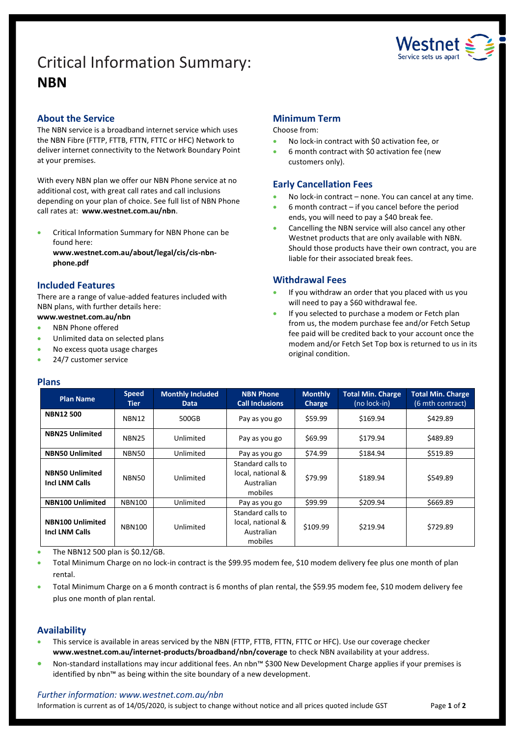# Critical Information Summary: **NBN**

## About the Service

The NBN service is a broadband internet service which uses the NBN Fibre (FTTP, FTTB, FTTN, FTTC or HFC) Network to deliver internet connectivity to the Network Boundary Point at your premises.

With every NBN plan we offer our NBN Phone service at no additional cost, with great call rates and call inclusions depending on your plan of choice. See full list of NBN Phone call rates at: **www.westnet.com.au/nbn**.

- Critical Information Summary for NBN Phone can be found here: **www.westnet.com.au/about/legal/cis/cis-nbn-phone.pdf**

## Included Features

There are a range of value-added features included with NBN plans, with further details here:
**www.westnet.com.au/nbn**

- NBN Phone offered
- Unlimited data on selected plans
- No excess quota usage charges
- 24/7 customer service

## Minimum Term

Choose from:

- No lock-in contract with $0 activation fee, or
- 6 month contract with $0 activation fee (new customers only).

## Early Cancellation Fees

- No lock-in contract – none. You can cancel at any time.
- 6 month contract – if you cancel before the period ends, you will need to pay a $40 break fee.
- Cancelling the NBN service will also cancel any other Westnet products that are only available with NBN. Should those products have their own contract, you are liable for their associated break fees.

## Withdrawal Fees

- If you withdraw an order that you placed with us you will need to pay a $60 withdrawal fee.
- If you selected to purchase a modem or Fetch plan from us, the modem purchase fee and/or Fetch Setup fee paid will be credited back to your account once the modem and/or Fetch Set Top box is returned to us in its original condition.

## Plans

| Plan Name | Speed Tier | Monthly Included Data | NBN Phone Call Inclusions | Monthly Charge | Total Min. Charge (no lock-in) | Total Min. Charge (6 mth contract) |
|---|---|---|---|---|---|---|
| **NBN12 500** | NBN12 | 500GB | Pay as you go | $59.99 | $169.94 | $429.89 |
| **NBN25 Unlimited** | NBN25 | Unlimited | Pay as you go | $69.99 | $179.94 | $489.89 |
| **NBN50 Unlimited** | NBN50 | Unlimited | Pay as you go | $74.99 | $184.94 | $519.89 |
| **NBN50 Unlimited Incl LNM Calls** | NBN50 | Unlimited | Standard calls to local, national & Australian mobiles | $79.99 | $189.94 | $549.89 |
| **NBN100 Unlimited** | NBN100 | Unlimited | Pay as you go | $99.99 | $209.94 | $669.89 |
| **NBN100 Unlimited Incl LNM Calls** | NBN100 | Unlimited | Standard calls to local, national & Australian mobiles | $109.99 | $219.94 | $729.89 |

- The NBN12 500 plan is $0.12/GB.
- Total Minimum Charge on no lock-in contract is the $99.95 modem fee, $10 modem delivery fee plus one month of plan rental.
- Total Minimum Charge on a 6 month contract is 6 months of plan rental, the $59.95 modem fee, $10 modem delivery fee plus one month of plan rental.

## Availability

- This service is available in areas serviced by the NBN (FTTP, FTTB, FTTN, FTTC or HFC). Use our coverage checker **www.westnet.com.au/internet-products/broadband/nbn/coverage** to check NBN availability at your address.
- Non-standard installations may incur additional fees. An nbn™ $300 New Development Charge applies if your premises is identified by nbn™ as being within the site boundary of a new development.

*Further information: www.westnet.com.au/nbn*

Information is current as of 14/05/2020, is subject to change without notice and all prices quoted include GST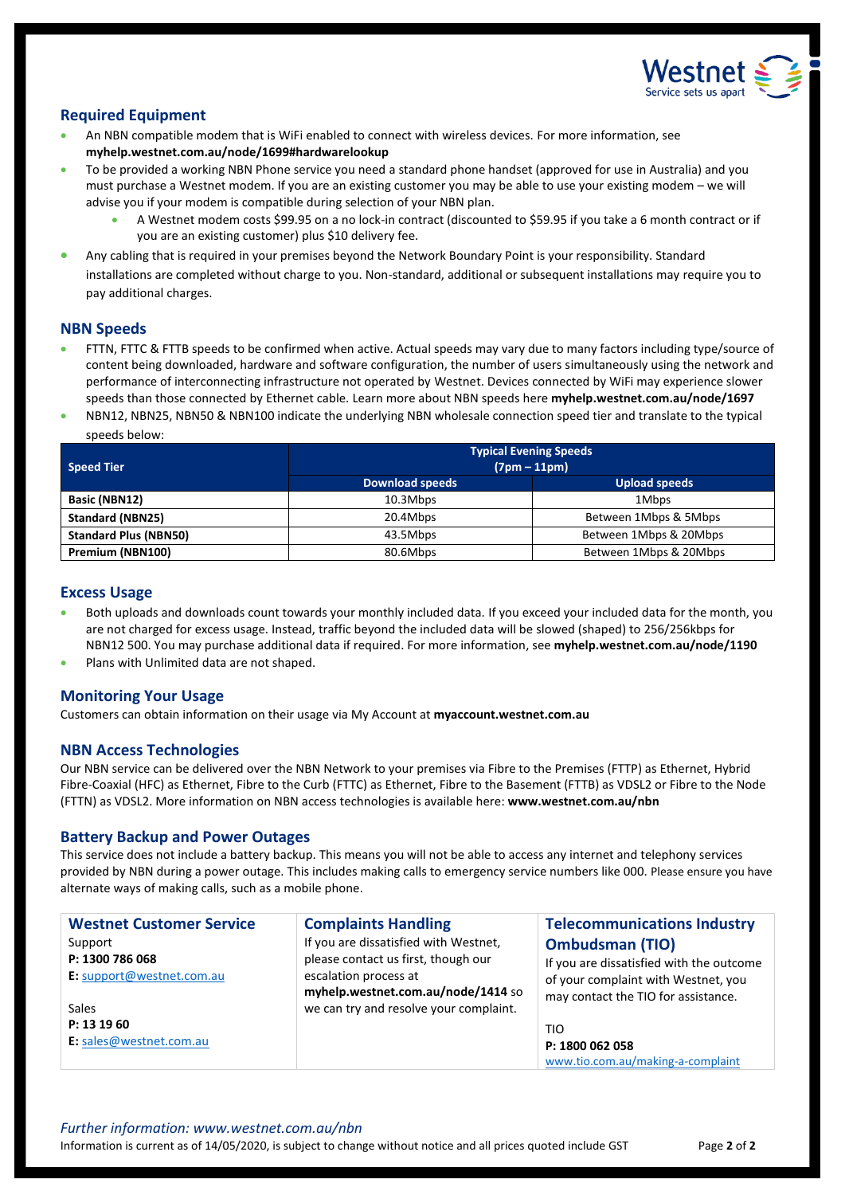## Required Equipment

- An NBN compatible modem that is WiFi enabled to connect with wireless devices. For more information, see **myhelp.westnet.com.au/node/1699#hardwarelookup**
- To be provided a working NBN Phone service you need a standard phone handset (approved for use in Australia) and you must purchase a Westnet modem. If you are an existing customer you may be able to use your existing modem – we will advise you if your modem is compatible during selection of your NBN plan.
    - A Westnet modem costs $99.95 on a no lock-in contract (discounted to $59.95 if you take a 6 month contract or if you are an existing customer) plus $10 delivery fee.
- Any cabling that is required in your premises beyond the Network Boundary Point is your responsibility. Standard installations are completed without charge to you. Non-standard, additional or subsequent installations may require you to pay additional charges.

## NBN Speeds

- FTTN, FTTC & FTTB speeds to be confirmed when active. Actual speeds may vary due to many factors including type/source of content being downloaded, hardware and software configuration, the number of users simultaneously using the network and performance of interconnecting infrastructure not operated by Westnet. Devices connected by WiFi may experience slower speeds than those connected by Ethernet cable. Learn more about NBN speeds here **myhelp.westnet.com.au/node/1697**
- NBN12, NBN25, NBN50 & NBN100 indicate the underlying NBN wholesale connection speed tier and translate to the typical speeds below:

| Speed Tier | Typical Evening Speeds (7pm – 11pm) | |
|---|---|---|
| | Download speeds | Upload speeds |
| **Basic (NBN12)** | 10.3Mbps | 1Mbps |
| **Standard (NBN25)** | 20.4Mbps | Between 1Mbps & 5Mbps |
| **Standard Plus (NBN50)** | 43.5Mbps | Between 1Mbps & 20Mbps |
| **Premium (NBN100)** | 80.6Mbps | Between 1Mbps & 20Mbps |

## Excess Usage

- Both uploads and downloads count towards your monthly included data. If you exceed your included data for the month, you are not charged for excess usage. Instead, traffic beyond the included data will be slowed (shaped) to 256/256kbps for NBN12 500. You may purchase additional data if required. For more information, see **myhelp.westnet.com.au/node/1190**
- Plans with Unlimited data are not shaped.

## Monitoring Your Usage

Customers can obtain information on their usage via My Account at **myaccount.westnet.com.au**

## NBN Access Technologies

Our NBN service can be delivered over the NBN Network to your premises via Fibre to the Premises (FTTP) as Ethernet, Hybrid Fibre-Coaxial (HFC) as Ethernet, Fibre to the Curb (FTTC) as Ethernet, Fibre to the Basement (FTTB) as VDSL2 or Fibre to the Node (FTTN) as VDSL2. More information on NBN access technologies is available here: **www.westnet.com.au/nbn**

## Battery Backup and Power Outages

This service does not include a battery backup. This means you will not be able to access any internet and telephony services provided by NBN during a power outage. This includes making calls to emergency service numbers like 000. Please ensure you have alternate ways of making calls, such as a mobile phone.

### Westnet Customer Service

Support
**P: 1300 786 068**
**E:** support@westnet.com.au

Sales
**P: 13 19 60**
**E:** sales@westnet.com.au

### Complaints Handling

If you are dissatisfied with Westnet, please contact us first, though our escalation process at **myhelp.westnet.com.au/node/1414** so we can try and resolve your complaint.

### Telecommunications Industry Ombudsman (TIO)

If you are dissatisfied with the outcome of your complaint with Westnet, you may contact the TIO for assistance.

TIO
**P: 1800 062 058**
www.tio.com.au/making-a-complaint

*Further information: www.westnet.com.au/nbn*

Information is current as of 14/05/2020, is subject to change without notice and all prices quoted include GST